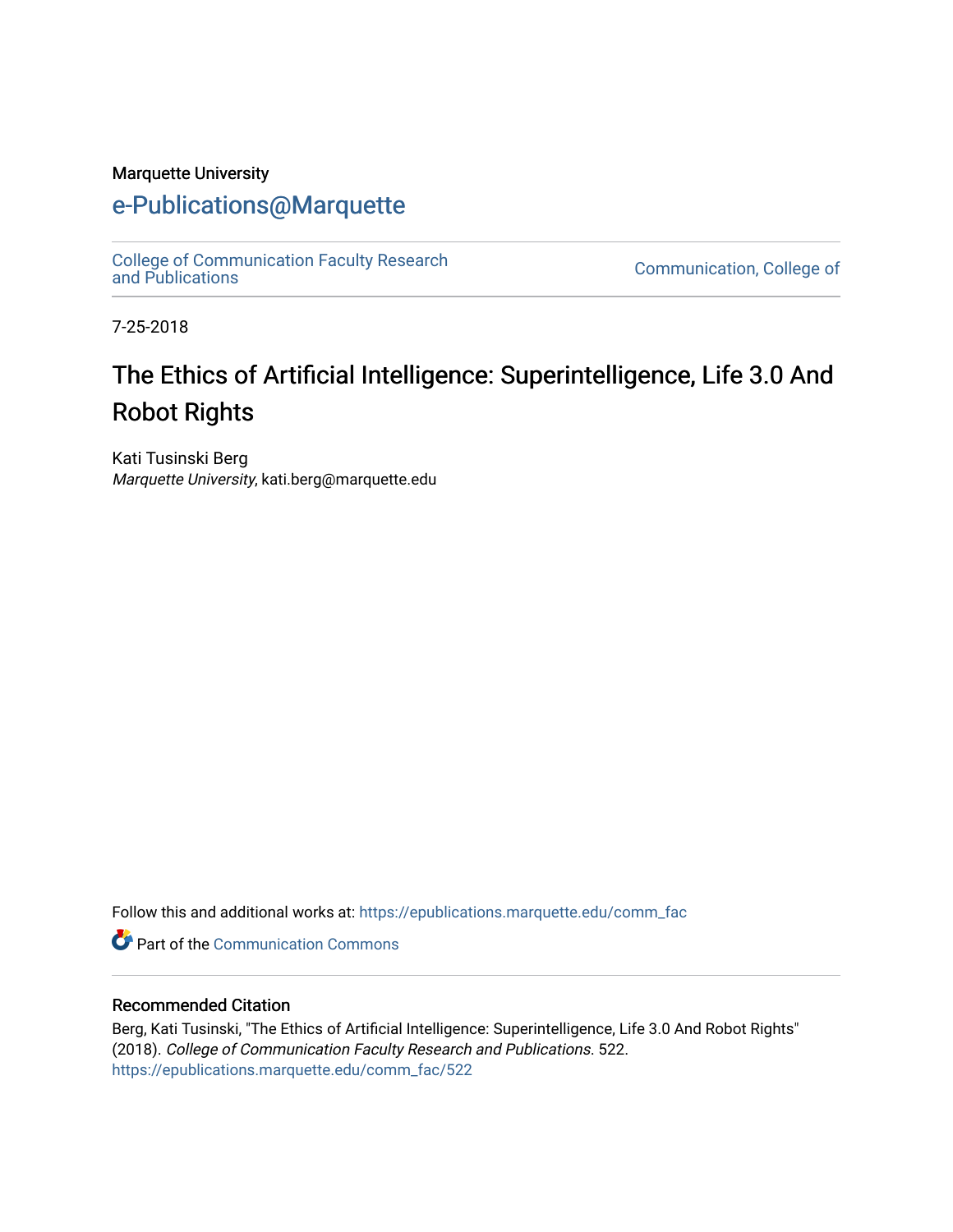Marquette University

# e-Publications@Marquette

College of Communication Faculty Research and Publications | Communication, College of

7-25-2018

# The Ethics of Artificial Intelligence: Superintelligence, Life 3.0 And Robot Rights

Kati Tusinski Berg
*Marquette University*, kati.berg@marquette.edu

Follow this and additional works at: https://epublications.marquette.edu/comm_fac

Part of the Communication Commons

## Recommended Citation

Berg, Kati Tusinski, "The Ethics of Artificial Intelligence: Superintelligence, Life 3.0 And Robot Rights" (2018). *College of Communication Faculty Research and Publications*. 522.
https://epublications.marquette.edu/comm_fac/522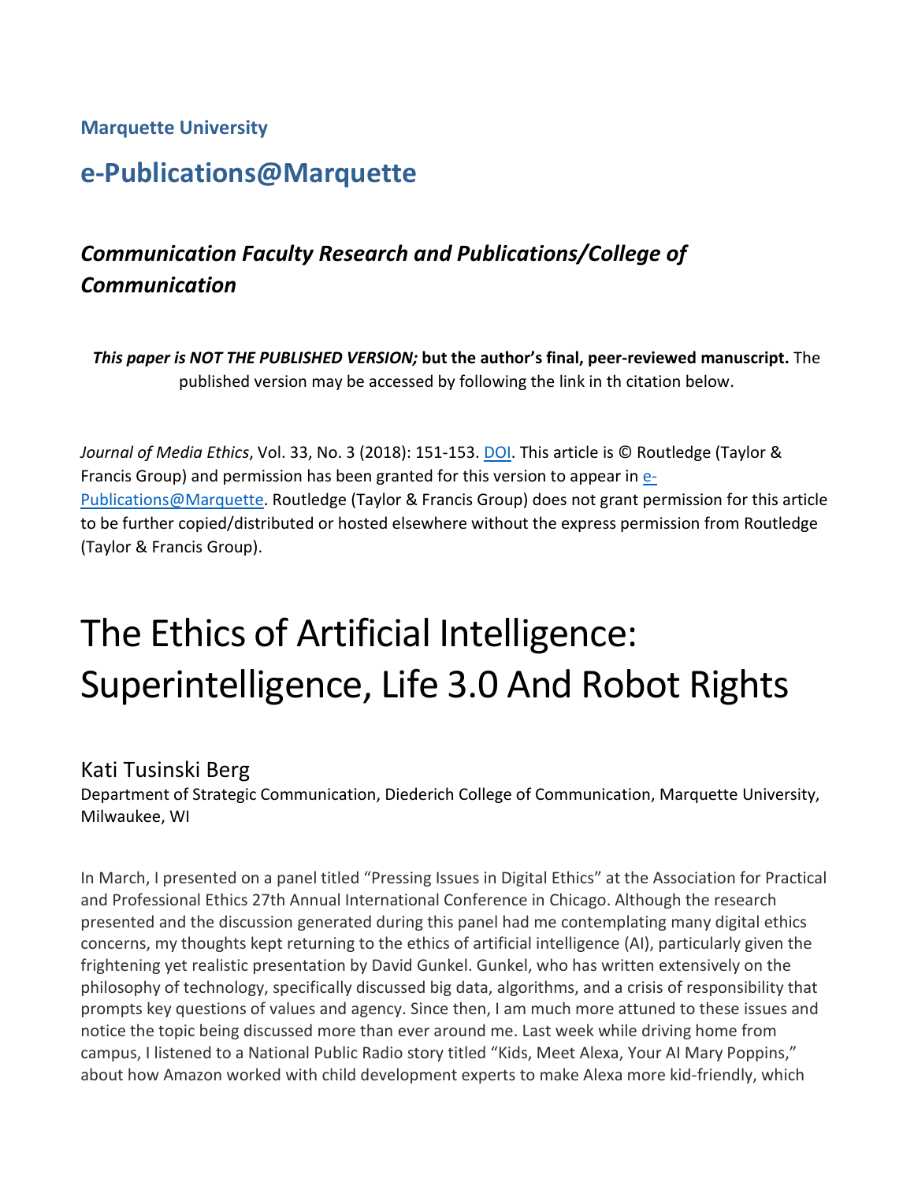**Marquette University**

## e-Publications@Marquette

### *Communication Faculty Research and Publications/College of Communication*

***This paper is NOT THE PUBLISHED VERSION;* but the author's final, peer-reviewed manuscript.** The published version may be accessed by following the link in th citation below.

*Journal of Media Ethics*, Vol. 33, No. 3 (2018): 151-153. DOI. This article is © Routledge (Taylor & Francis Group) and permission has been granted for this version to appear in e-Publications@Marquette. Routledge (Taylor & Francis Group) does not grant permission for this article to be further copied/distributed or hosted elsewhere without the express permission from Routledge (Taylor & Francis Group).

# The Ethics of Artificial Intelligence: Superintelligence, Life 3.0 And Robot Rights

Kati Tusinski Berg
Department of Strategic Communication, Diederich College of Communication, Marquette University, Milwaukee, WI

In March, I presented on a panel titled "Pressing Issues in Digital Ethics" at the Association for Practical and Professional Ethics 27th Annual International Conference in Chicago. Although the research presented and the discussion generated during this panel had me contemplating many digital ethics concerns, my thoughts kept returning to the ethics of artificial intelligence (AI), particularly given the frightening yet realistic presentation by David Gunkel. Gunkel, who has written extensively on the philosophy of technology, specifically discussed big data, algorithms, and a crisis of responsibility that prompts key questions of values and agency. Since then, I am much more attuned to these issues and notice the topic being discussed more than ever around me. Last week while driving home from campus, I listened to a National Public Radio story titled "Kids, Meet Alexa, Your AI Mary Poppins," about how Amazon worked with child development experts to make Alexa more kid-friendly, which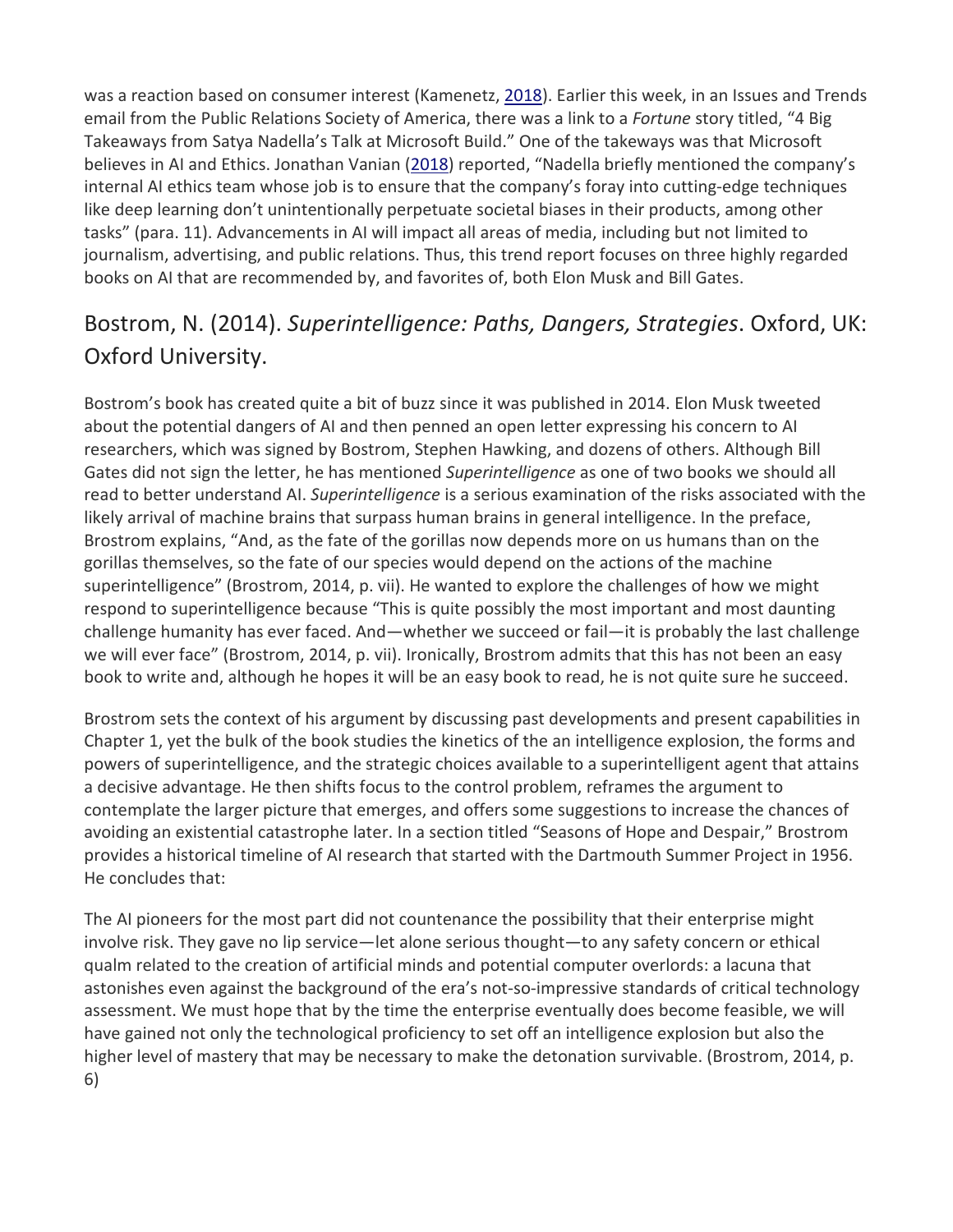was a reaction based on consumer interest (Kamenetz, 2018). Earlier this week, in an Issues and Trends email from the Public Relations Society of America, there was a link to a *Fortune* story titled, "4 Big Takeaways from Satya Nadella's Talk at Microsoft Build." One of the takeaways was that Microsoft believes in AI and Ethics. Jonathan Vanian (2018) reported, "Nadella briefly mentioned the company's internal AI ethics team whose job is to ensure that the company's foray into cutting-edge techniques like deep learning don't unintentionally perpetuate societal biases in their products, among other tasks" (para. 11). Advancements in AI will impact all areas of media, including but not limited to journalism, advertising, and public relations. Thus, this trend report focuses on three highly regarded books on AI that are recommended by, and favorites of, both Elon Musk and Bill Gates.

## Bostrom, N. (2014). *Superintelligence: Paths, Dangers, Strategies*. Oxford, UK: Oxford University.

Bostrom's book has created quite a bit of buzz since it was published in 2014. Elon Musk tweeted about the potential dangers of AI and then penned an open letter expressing his concern to AI researchers, which was signed by Bostrom, Stephen Hawking, and dozens of others. Although Bill Gates did not sign the letter, he has mentioned *Superintelligence* as one of two books we should all read to better understand AI. *Superintelligence* is a serious examination of the risks associated with the likely arrival of machine brains that surpass human brains in general intelligence. In the preface, Brostrom explains, "And, as the fate of the gorillas now depends more on us humans than on the gorillas themselves, so the fate of our species would depend on the actions of the machine superintelligence" (Brostrom, 2014, p. vii). He wanted to explore the challenges of how we might respond to superintelligence because "This is quite possibly the most important and most daunting challenge humanity has ever faced. And—whether we succeed or fail—it is probably the last challenge we will ever face" (Brostrom, 2014, p. vii). Ironically, Brostrom admits that this has not been an easy book to write and, although he hopes it will be an easy book to read, he is not quite sure he succeed.

Brostrom sets the context of his argument by discussing past developments and present capabilities in Chapter 1, yet the bulk of the book studies the kinetics of the an intelligence explosion, the forms and powers of superintelligence, and the strategic choices available to a superintelligent agent that attains a decisive advantage. He then shifts focus to the control problem, reframes the argument to contemplate the larger picture that emerges, and offers some suggestions to increase the chances of avoiding an existential catastrophe later. In a section titled "Seasons of Hope and Despair," Brostrom provides a historical timeline of AI research that started with the Dartmouth Summer Project in 1956. He concludes that:

The AI pioneers for the most part did not countenance the possibility that their enterprise might involve risk. They gave no lip service—let alone serious thought—to any safety concern or ethical qualm related to the creation of artificial minds and potential computer overlords: a lacuna that astonishes even against the background of the era's not-so-impressive standards of critical technology assessment. We must hope that by the time the enterprise eventually does become feasible, we will have gained not only the technological proficiency to set off an intelligence explosion but also the higher level of mastery that may be necessary to make the detonation survivable. (Brostrom, 2014, p. 6)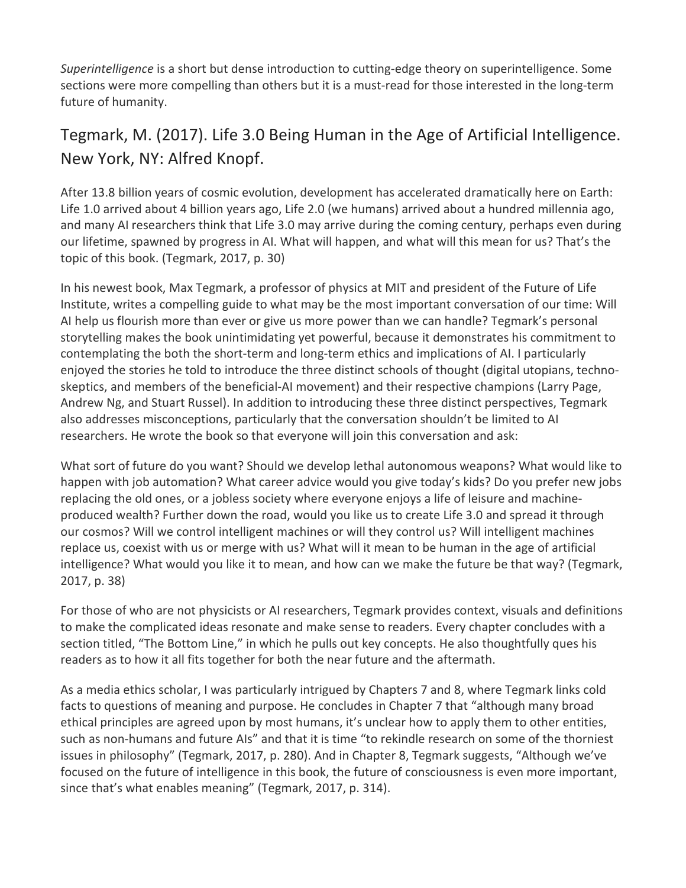*Superintelligence* is a short but dense introduction to cutting-edge theory on superintelligence. Some sections were more compelling than others but it is a must-read for those interested in the long-term future of humanity.

## Tegmark, M. (2017). Life 3.0 Being Human in the Age of Artificial Intelligence. New York, NY: Alfred Knopf.

After 13.8 billion years of cosmic evolution, development has accelerated dramatically here on Earth: Life 1.0 arrived about 4 billion years ago, Life 2.0 (we humans) arrived about a hundred millennia ago, and many AI researchers think that Life 3.0 may arrive during the coming century, perhaps even during our lifetime, spawned by progress in AI. What will happen, and what will this mean for us? That's the topic of this book. (Tegmark, 2017, p. 30)

In his newest book, Max Tegmark, a professor of physics at MIT and president of the Future of Life Institute, writes a compelling guide to what may be the most important conversation of our time: Will AI help us flourish more than ever or give us more power than we can handle? Tegmark's personal storytelling makes the book unintimidating yet powerful, because it demonstrates his commitment to contemplating the both the short-term and long-term ethics and implications of AI. I particularly enjoyed the stories he told to introduce the three distinct schools of thought (digital utopians, techno-skeptics, and members of the beneficial-AI movement) and their respective champions (Larry Page, Andrew Ng, and Stuart Russel). In addition to introducing these three distinct perspectives, Tegmark also addresses misconceptions, particularly that the conversation shouldn't be limited to AI researchers. He wrote the book so that everyone will join this conversation and ask:

What sort of future do you want? Should we develop lethal autonomous weapons? What would like to happen with job automation? What career advice would you give today's kids? Do you prefer new jobs replacing the old ones, or a jobless society where everyone enjoys a life of leisure and machine-produced wealth? Further down the road, would you like us to create Life 3.0 and spread it through our cosmos? Will we control intelligent machines or will they control us? Will intelligent machines replace us, coexist with us or merge with us? What will it mean to be human in the age of artificial intelligence? What would you like it to mean, and how can we make the future be that way? (Tegmark, 2017, p. 38)

For those of who are not physicists or AI researchers, Tegmark provides context, visuals and definitions to make the complicated ideas resonate and make sense to readers. Every chapter concludes with a section titled, "The Bottom Line," in which he pulls out key concepts. He also thoughtfully ques his readers as to how it all fits together for both the near future and the aftermath.

As a media ethics scholar, I was particularly intrigued by Chapters 7 and 8, where Tegmark links cold facts to questions of meaning and purpose. He concludes in Chapter 7 that "although many broad ethical principles are agreed upon by most humans, it's unclear how to apply them to other entities, such as non-humans and future AIs" and that it is time "to rekindle research on some of the thorniest issues in philosophy" (Tegmark, 2017, p. 280). And in Chapter 8, Tegmark suggests, "Although we've focused on the future of intelligence in this book, the future of consciousness is even more important, since that's what enables meaning" (Tegmark, 2017, p. 314).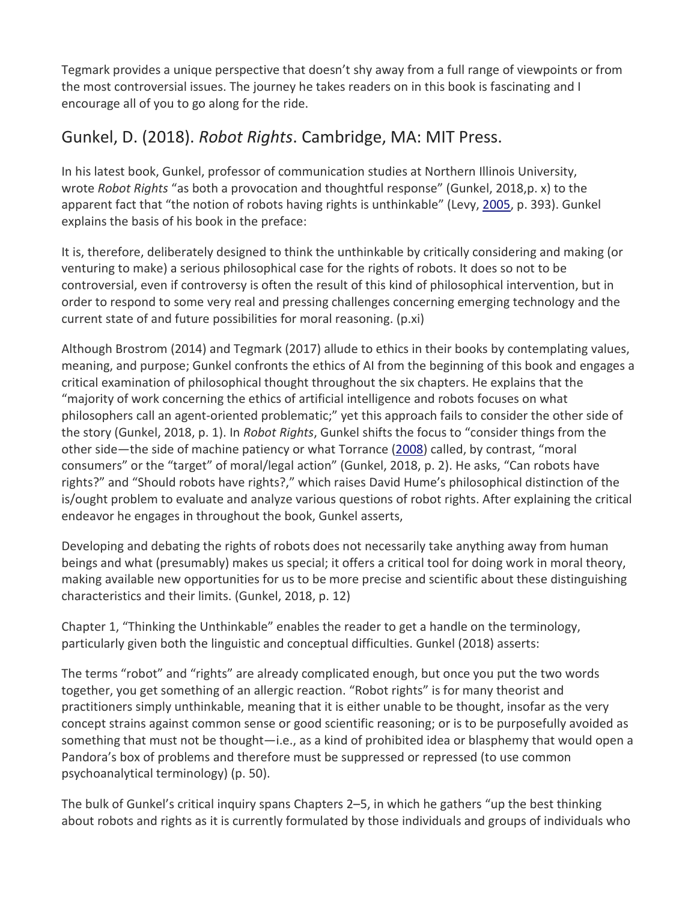Tegmark provides a unique perspective that doesn't shy away from a full range of viewpoints or from the most controversial issues. The journey he takes readers on in this book is fascinating and I encourage all of you to go along for the ride.

## Gunkel, D. (2018). *Robot Rights*. Cambridge, MA: MIT Press.

In his latest book, Gunkel, professor of communication studies at Northern Illinois University, wrote *Robot Rights* "as both a provocation and thoughtful response" (Gunkel, 2018,p. x) to the apparent fact that "the notion of robots having rights is unthinkable" (Levy, 2005, p. 393). Gunkel explains the basis of his book in the preface:

It is, therefore, deliberately designed to think the unthinkable by critically considering and making (or venturing to make) a serious philosophical case for the rights of robots. It does so not to be controversial, even if controversy is often the result of this kind of philosophical intervention, but in order to respond to some very real and pressing challenges concerning emerging technology and the current state of and future possibilities for moral reasoning. (p.xi)

Although Brostrom (2014) and Tegmark (2017) allude to ethics in their books by contemplating values, meaning, and purpose; Gunkel confronts the ethics of AI from the beginning of this book and engages a critical examination of philosophical thought throughout the six chapters. He explains that the "majority of work concerning the ethics of artificial intelligence and robots focuses on what philosophers call an agent-oriented problematic;" yet this approach fails to consider the other side of the story (Gunkel, 2018, p. 1). In *Robot Rights*, Gunkel shifts the focus to "consider things from the other side—the side of machine patiency or what Torrance (2008) called, by contrast, "moral consumers" or the "target" of moral/legal action" (Gunkel, 2018, p. 2). He asks, "Can robots have rights?" and "Should robots have rights?," which raises David Hume's philosophical distinction of the is/ought problem to evaluate and analyze various questions of robot rights. After explaining the critical endeavor he engages in throughout the book, Gunkel asserts,

Developing and debating the rights of robots does not necessarily take anything away from human beings and what (presumably) makes us special; it offers a critical tool for doing work in moral theory, making available new opportunities for us to be more precise and scientific about these distinguishing characteristics and their limits. (Gunkel, 2018, p. 12)

Chapter 1, "Thinking the Unthinkable" enables the reader to get a handle on the terminology, particularly given both the linguistic and conceptual difficulties. Gunkel (2018) asserts:

The terms "robot" and "rights" are already complicated enough, but once you put the two words together, you get something of an allergic reaction. "Robot rights" is for many theorist and practitioners simply unthinkable, meaning that it is either unable to be thought, insofar as the very concept strains against common sense or good scientific reasoning; or is to be purposefully avoided as something that must not be thought—i.e., as a kind of prohibited idea or blasphemy that would open a Pandora's box of problems and therefore must be suppressed or repressed (to use common psychoanalytical terminology) (p. 50).

The bulk of Gunkel's critical inquiry spans Chapters 2–5, in which he gathers "up the best thinking about robots and rights as it is currently formulated by those individuals and groups of individuals who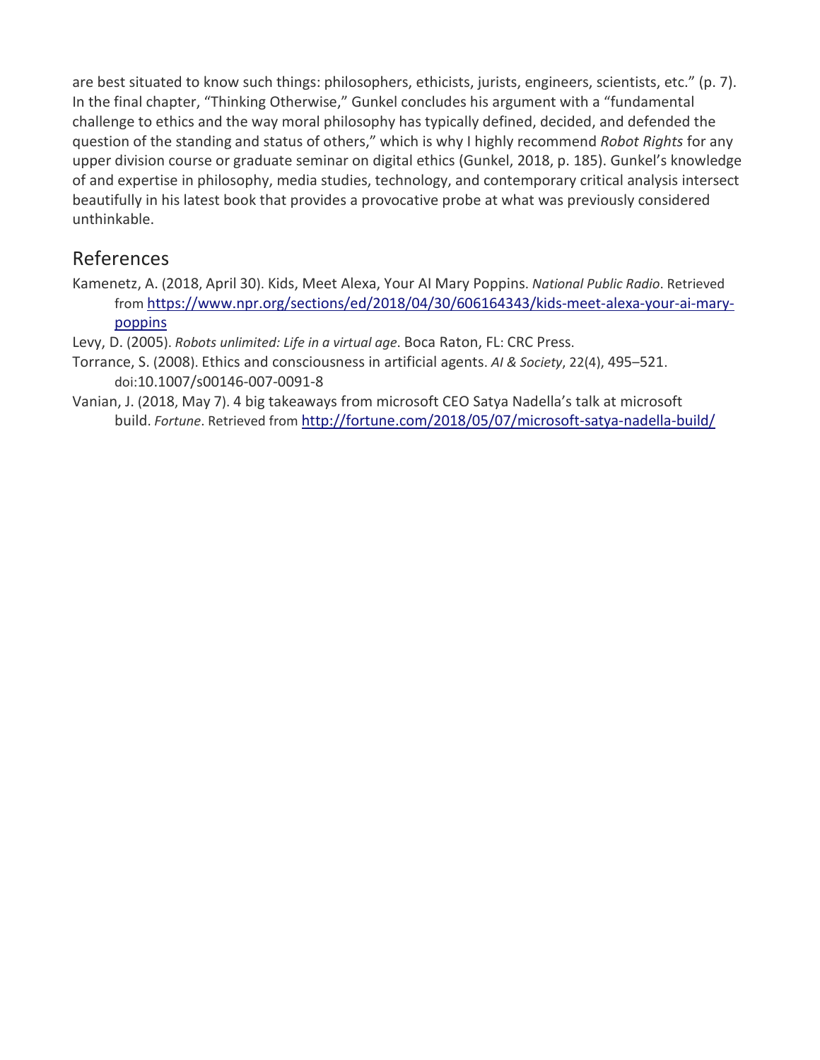are best situated to know such things: philosophers, ethicists, jurists, engineers, scientists, etc." (p. 7). In the final chapter, "Thinking Otherwise," Gunkel concludes his argument with a "fundamental challenge to ethics and the way moral philosophy has typically defined, decided, and defended the question of the standing and status of others," which is why I highly recommend *Robot Rights* for any upper division course or graduate seminar on digital ethics (Gunkel, 2018, p. 185). Gunkel's knowledge of and expertise in philosophy, media studies, technology, and contemporary critical analysis intersect beautifully in his latest book that provides a provocative probe at what was previously considered unthinkable.

## References

Kamenetz, A. (2018, April 30). Kids, Meet Alexa, Your AI Mary Poppins. *National Public Radio*. Retrieved from https://www.npr.org/sections/ed/2018/04/30/606164343/kids-meet-alexa-your-ai-mary-poppins

Levy, D. (2005). *Robots unlimited: Life in a virtual age*. Boca Raton, FL: CRC Press.

Torrance, S. (2008). Ethics and consciousness in artificial agents. *AI & Society*, 22(4), 495–521. doi:10.1007/s00146-007-0091-8

Vanian, J. (2018, May 7). 4 big takeaways from microsoft CEO Satya Nadella's talk at microsoft build. *Fortune*. Retrieved from http://fortune.com/2018/05/07/microsoft-satya-nadella-build/